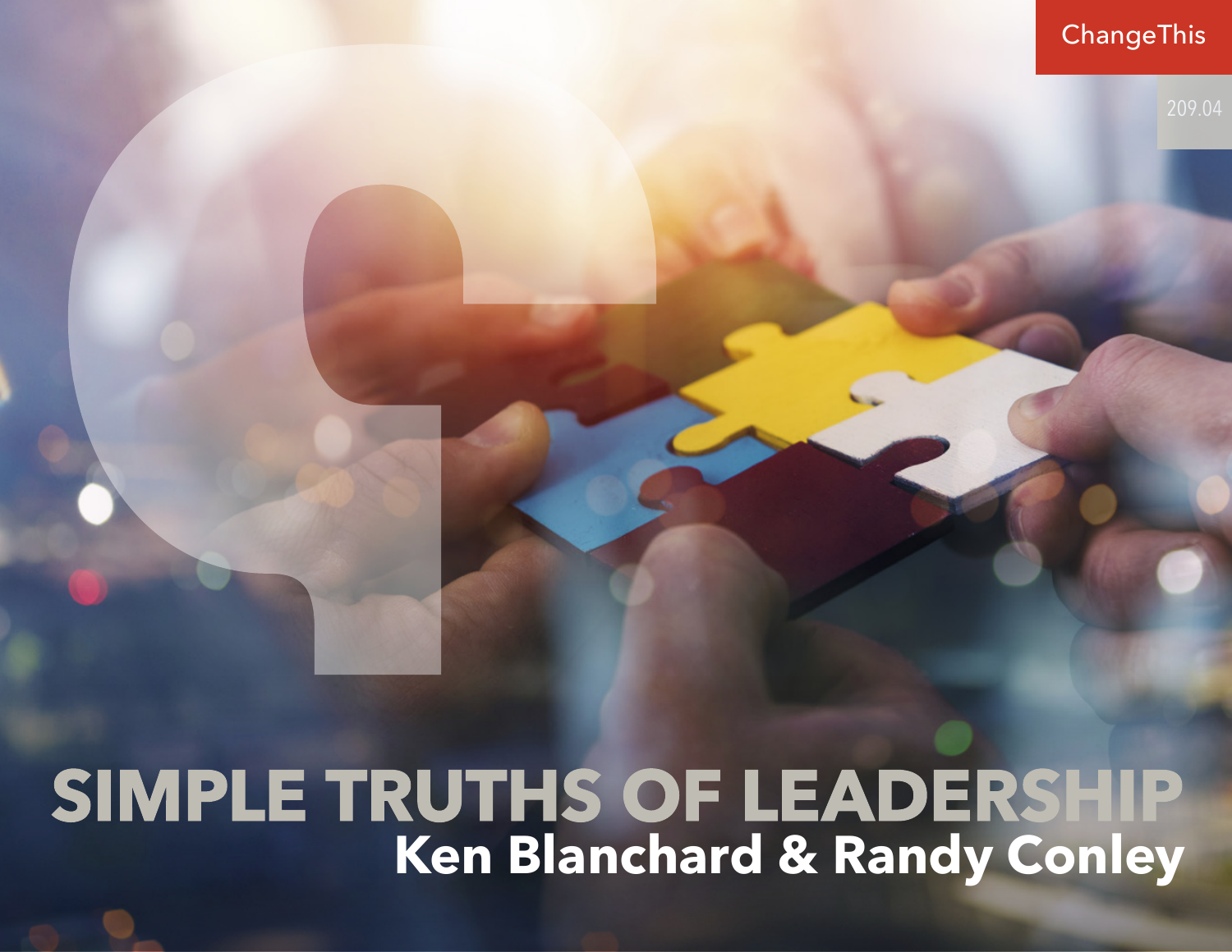ChangeThis

209.04

# SIMPLE TRUTHS OF LEADERSHIP

## Ken Blanchard & Randy Conley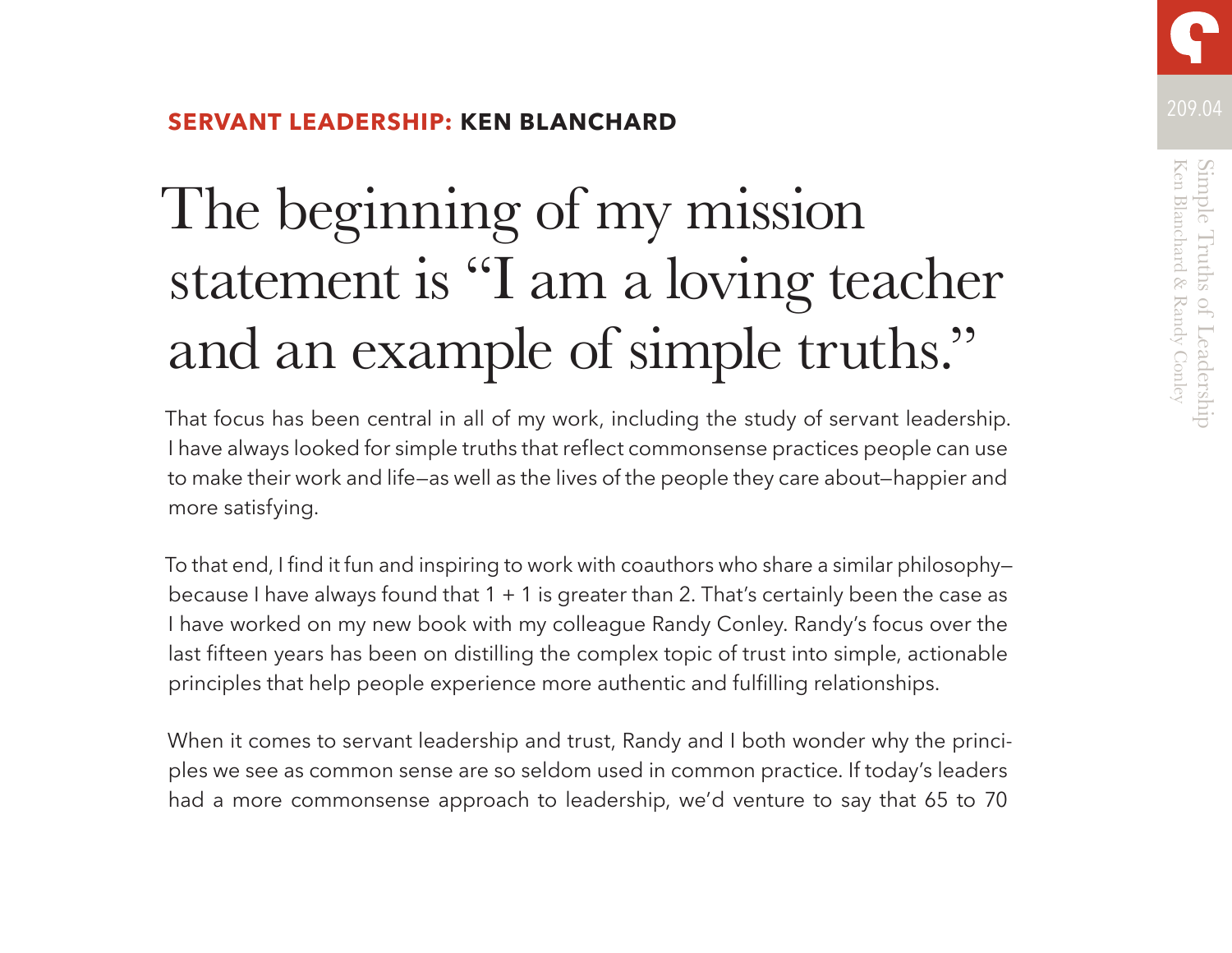**SERVANT LEADERSHIP: KEN BLANCHARD**

# The beginning of my mission statement is "I am a loving teacher and an example of simple truths."

That focus has been central in all of my work, including the study of servant leadership. I have always looked for simple truths that reflect commonsense practices people can use to make their work and life—as well as the lives of the people they care about—happier and more satisfying.

To that end, I find it fun and inspiring to work with coauthors who share a similar philosophy—because I have always found that 1 + 1 is greater than 2. That's certainly been the case as I have worked on my new book with my colleague Randy Conley. Randy's focus over the last fifteen years has been on distilling the complex topic of trust into simple, actionable principles that help people experience more authentic and fulfilling relationships.

When it comes to servant leadership and trust, Randy and I both wonder why the principles we see as common sense are so seldom used in common practice. If today's leaders had a more commonsense approach to leadership, we'd venture to say that 65 to 70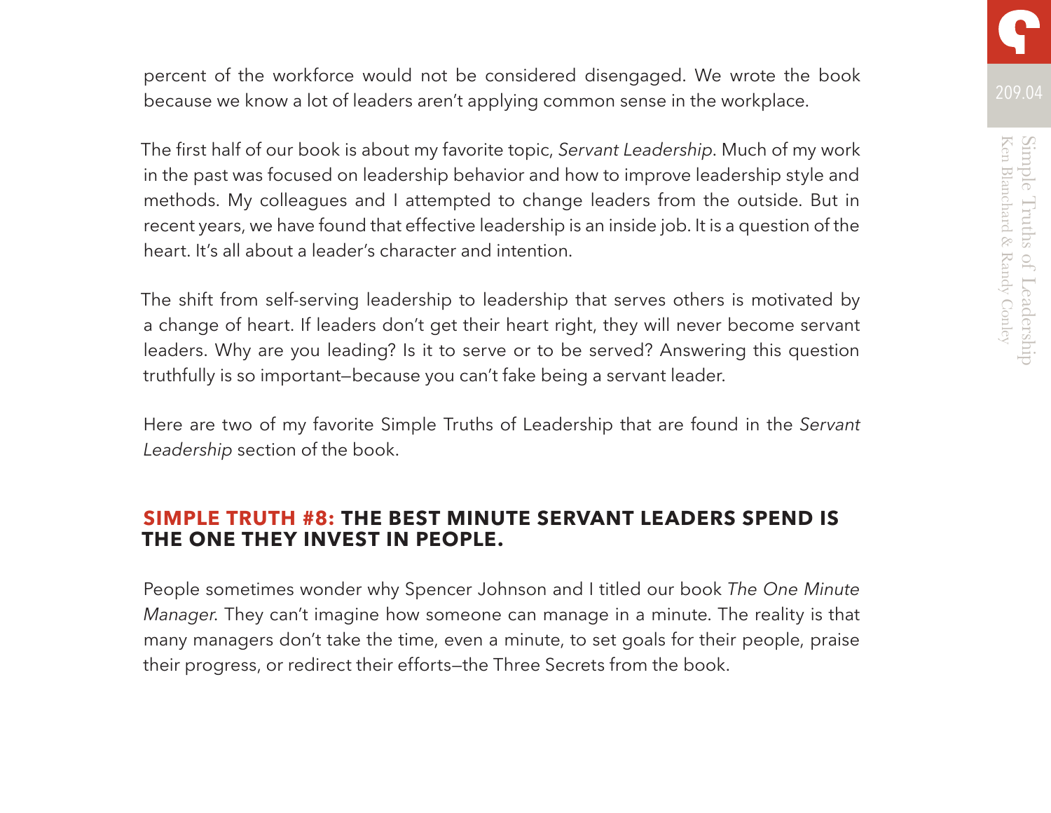percent of the workforce would not be considered disengaged. We wrote the book because we know a lot of leaders aren't applying common sense in the workplace.

The first half of our book is about my favorite topic, *Servant Leadership*. Much of my work in the past was focused on leadership behavior and how to improve leadership style and methods. My colleagues and I attempted to change leaders from the outside. But in recent years, we have found that effective leadership is an inside job. It is a question of the heart. It's all about a leader's character and intention.

The shift from self-serving leadership to leadership that serves others is motivated by a change of heart. If leaders don't get their heart right, they will never become servant leaders. Why are you leading? Is it to serve or to be served? Answering this question truthfully is so important—because you can't fake being a servant leader.

Here are two of my favorite Simple Truths of Leadership that are found in the *Servant Leadership* section of the book.

## SIMPLE TRUTH #8: THE BEST MINUTE SERVANT LEADERS SPEND IS THE ONE THEY INVEST IN PEOPLE.

People sometimes wonder why Spencer Johnson and I titled our book *The One Minute Manager*. They can't imagine how someone can manage in a minute. The reality is that many managers don't take the time, even a minute, to set goals for their people, praise their progress, or redirect their efforts—the Three Secrets from the book.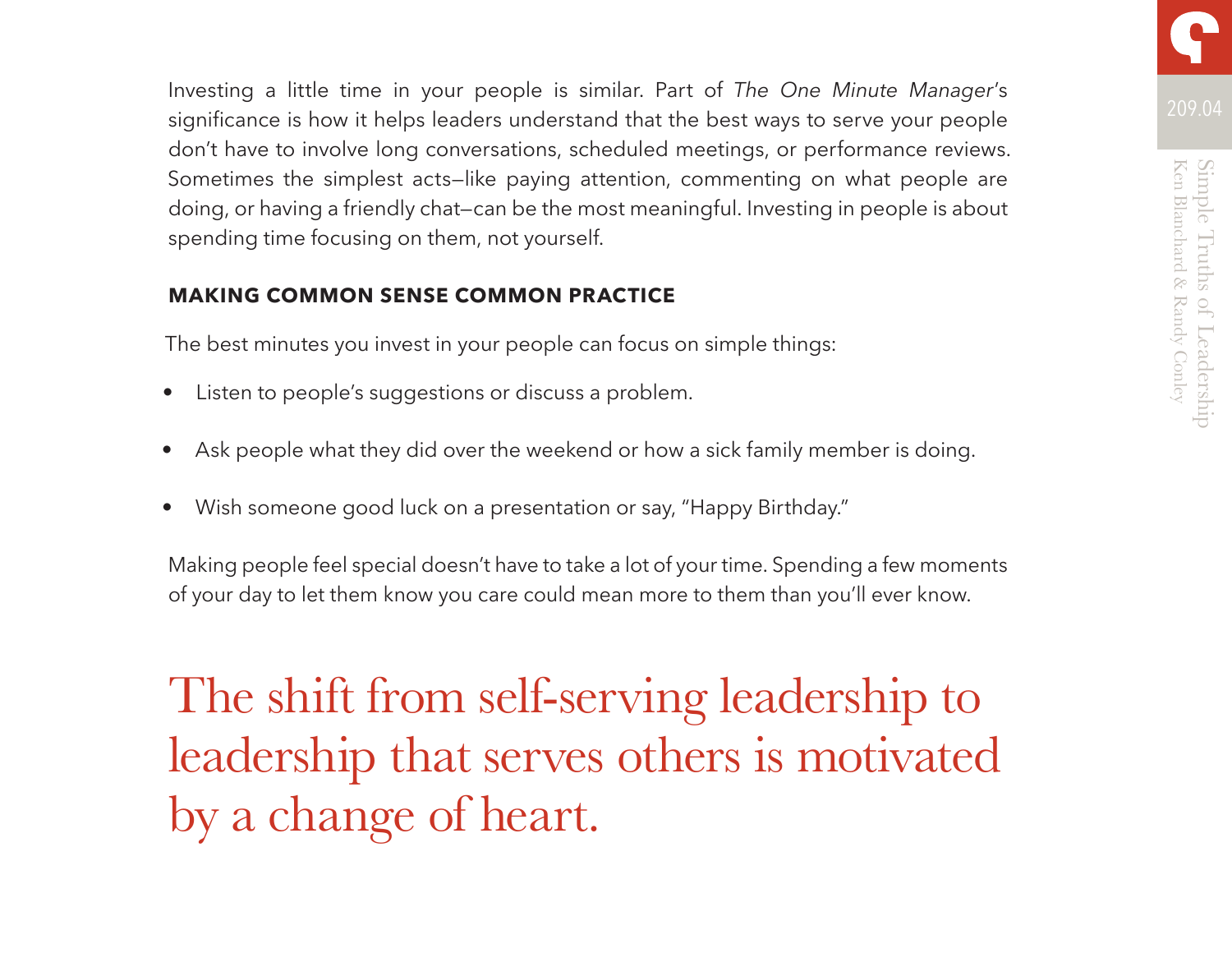Investing a little time in your people is similar. Part of *The One Minute Manager*'s significance is how it helps leaders understand that the best ways to serve your people don't have to involve long conversations, scheduled meetings, or performance reviews. Sometimes the simplest acts—like paying attention, commenting on what people are doing, or having a friendly chat—can be the most meaningful. Investing in people is about spending time focusing on them, not yourself.

### MAKING COMMON SENSE COMMON PRACTICE

The best minutes you invest in your people can focus on simple things:

- Listen to people's suggestions or discuss a problem.
- Ask people what they did over the weekend or how a sick family member is doing.
- Wish someone good luck on a presentation or say, "Happy Birthday."

Making people feel special doesn't have to take a lot of your time. Spending a few moments of your day to let them know you care could mean more to them than you'll ever know.

The shift from self-serving leadership to leadership that serves others is motivated by a change of heart.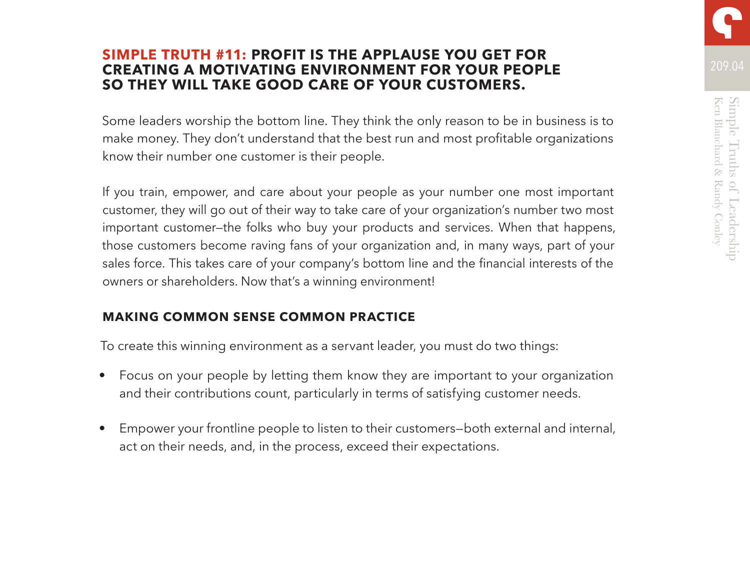## SIMPLE TRUTH #11: PROFIT IS THE APPLAUSE YOU GET FOR CREATING A MOTIVATING ENVIRONMENT FOR YOUR PEOPLE SO THEY WILL TAKE GOOD CARE OF YOUR CUSTOMERS.

Some leaders worship the bottom line. They think the only reason to be in business is to make money. They don't understand that the best run and most profitable organizations know their number one customer is their people.

If you train, empower, and care about your people as your number one most important customer, they will go out of their way to take care of your organization's number two most important customer—the folks who buy your products and services. When that happens, those customers become raving fans of your organization and, in many ways, part of your sales force. This takes care of your company's bottom line and the financial interests of the owners or shareholders. Now that's a winning environment!

### MAKING COMMON SENSE COMMON PRACTICE

To create this winning environment as a servant leader, you must do two things:

- Focus on your people by letting them know they are important to your organization and their contributions count, particularly in terms of satisfying customer needs.
- Empower your frontline people to listen to their customers—both external and internal, act on their needs, and, in the process, exceed their expectations.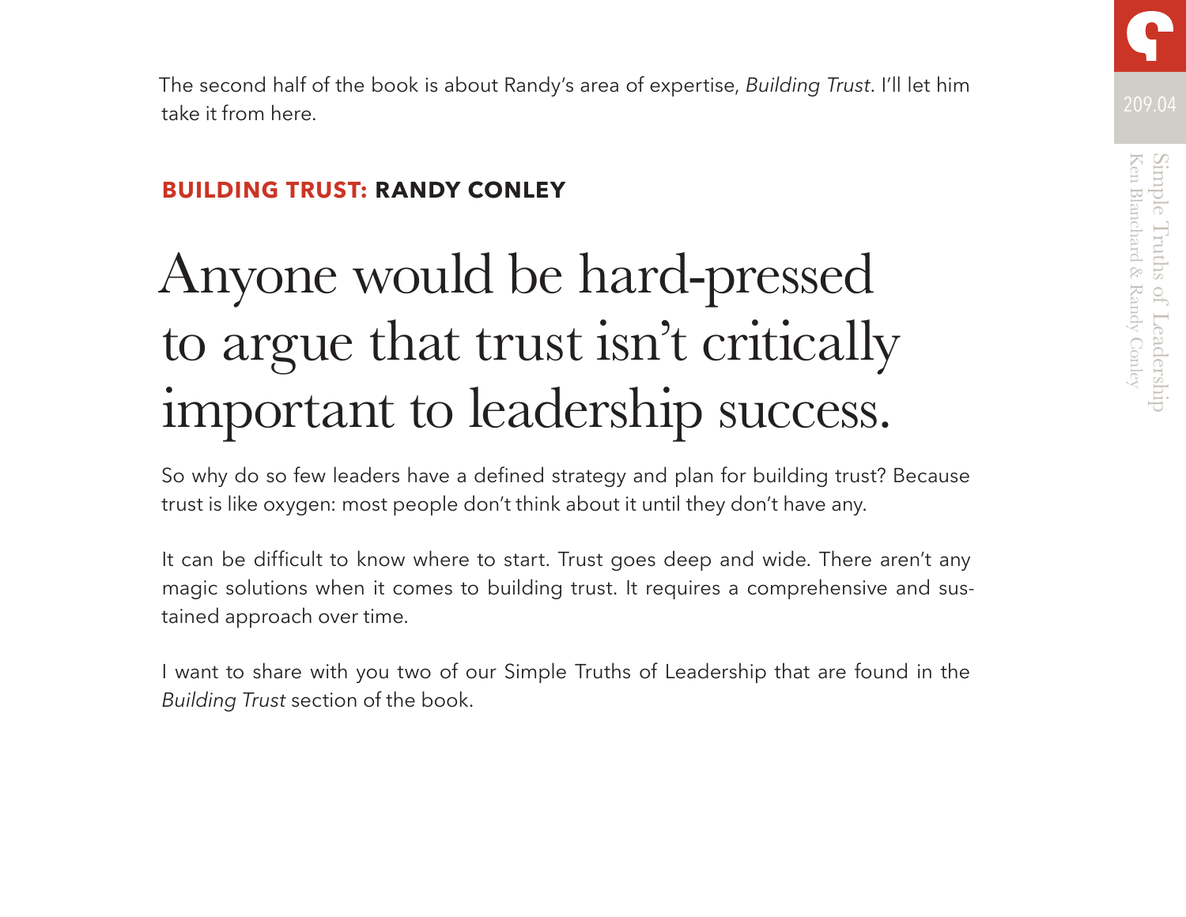The second half of the book is about Randy's area of expertise, *Building Trust*. I'll let him take it from here.

## BUILDING TRUST: RANDY CONLEY

# Anyone would be hard-pressed to argue that trust isn't critically important to leadership success.

So why do so few leaders have a defined strategy and plan for building trust? Because trust is like oxygen: most people don't think about it until they don't have any.

It can be difficult to know where to start. Trust goes deep and wide. There aren't any magic solutions when it comes to building trust. It requires a comprehensive and sustained approach over time.

I want to share with you two of our Simple Truths of Leadership that are found in the *Building Trust* section of the book.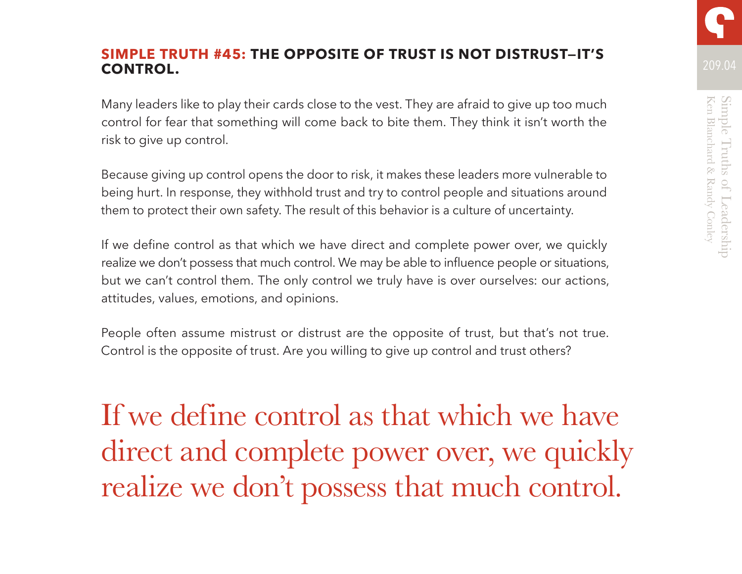## **SIMPLE TRUTH #45:** THE OPPOSITE OF TRUST IS NOT DISTRUST–IT'S CONTROL.

Many leaders like to play their cards close to the vest. They are afraid to give up too much control for fear that something will come back to bite them. They think it isn't worth the risk to give up control.

Because giving up control opens the door to risk, it makes these leaders more vulnerable to being hurt. In response, they withhold trust and try to control people and situations around them to protect their own safety. The result of this behavior is a culture of uncertainty.

If we define control as that which we have direct and complete power over, we quickly realize we don't possess that much control. We may be able to influence people or situations, but we can't control them. The only control we truly have is over ourselves: our actions, attitudes, values, emotions, and opinions.

People often assume mistrust or distrust are the opposite of trust, but that's not true. Control is the opposite of trust. Are you willing to give up control and trust others?

> If we define control as that which we have direct and complete power over, we quickly realize we don't possess that much control.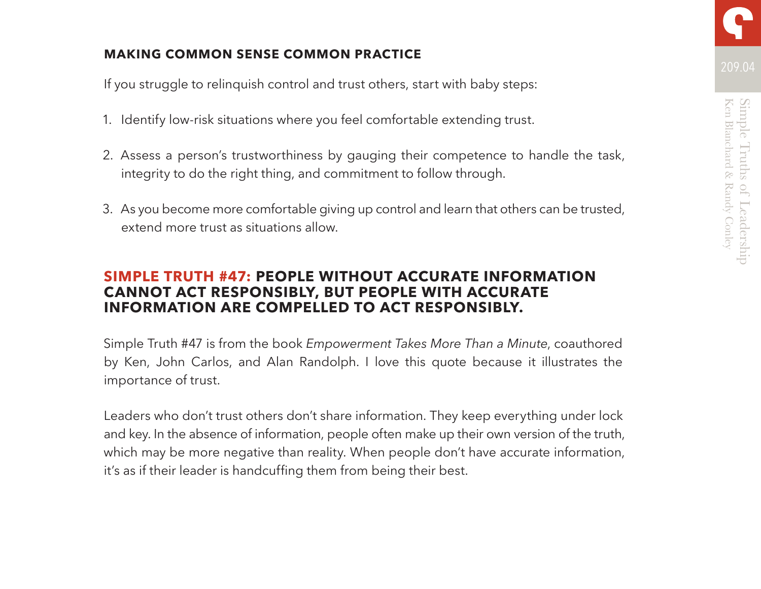### MAKING COMMON SENSE COMMON PRACTICE

If you struggle to relinquish control and trust others, start with baby steps:

1. Identify low-risk situations where you feel comfortable extending trust.
2. Assess a person's trustworthiness by gauging their competence to handle the task, integrity to do the right thing, and commitment to follow through.
3. As you become more comfortable giving up control and learn that others can be trusted, extend more trust as situations allow.

## SIMPLE TRUTH #47: PEOPLE WITHOUT ACCURATE INFORMATION CANNOT ACT RESPONSIBLY, BUT PEOPLE WITH ACCURATE INFORMATION ARE COMPELLED TO ACT RESPONSIBLY.

Simple Truth #47 is from the book *Empowerment Takes More Than a Minute*, coauthored by Ken, John Carlos, and Alan Randolph. I love this quote because it illustrates the importance of trust.

Leaders who don't trust others don't share information. They keep everything under lock and key. In the absence of information, people often make up their own version of the truth, which may be more negative than reality. When people don't have accurate information, it's as if their leader is handcuffing them from being their best.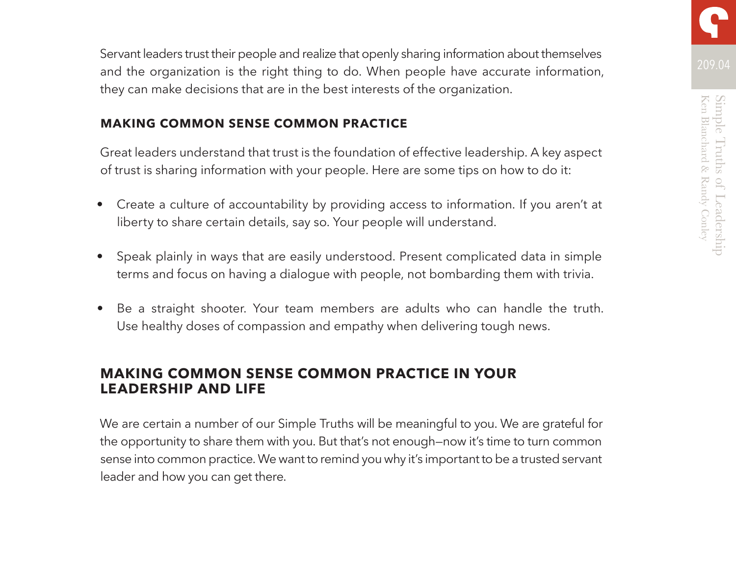Servant leaders trust their people and realize that openly sharing information about themselves and the organization is the right thing to do. When people have accurate information, they can make decisions that are in the best interests of the organization.

### MAKING COMMON SENSE COMMON PRACTICE

Great leaders understand that trust is the foundation of effective leadership. A key aspect of trust is sharing information with your people. Here are some tips on how to do it:

- Create a culture of accountability by providing access to information. If you aren't at liberty to share certain details, say so. Your people will understand.
- Speak plainly in ways that are easily understood. Present complicated data in simple terms and focus on having a dialogue with people, not bombarding them with trivia.
- Be a straight shooter. Your team members are adults who can handle the truth. Use healthy doses of compassion and empathy when delivering tough news.

## MAKING COMMON SENSE COMMON PRACTICE IN YOUR LEADERSHIP AND LIFE

We are certain a number of our Simple Truths will be meaningful to you. We are grateful for the opportunity to share them with you. But that's not enough—now it's time to turn common sense into common practice. We want to remind you why it's important to be a trusted servant leader and how you can get there.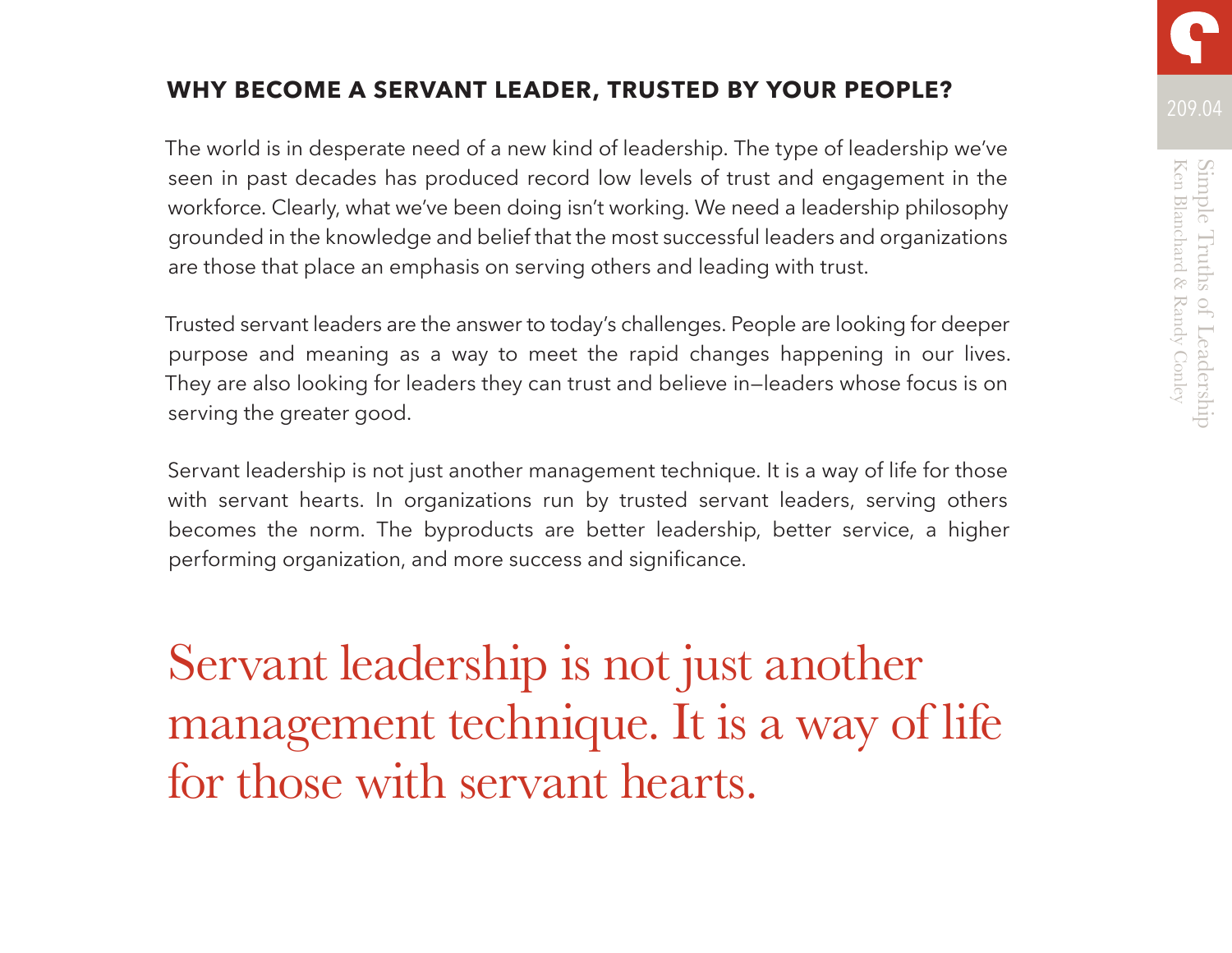## WHY BECOME A SERVANT LEADER, TRUSTED BY YOUR PEOPLE?

The world is in desperate need of a new kind of leadership. The type of leadership we've seen in past decades has produced record low levels of trust and engagement in the workforce. Clearly, what we've been doing isn't working. We need a leadership philosophy grounded in the knowledge and belief that the most successful leaders and organizations are those that place an emphasis on serving others and leading with trust.

Trusted servant leaders are the answer to today's challenges. People are looking for deeper purpose and meaning as a way to meet the rapid changes happening in our lives. They are also looking for leaders they can trust and believe in—leaders whose focus is on serving the greater good.

Servant leadership is not just another management technique. It is a way of life for those with servant hearts. In organizations run by trusted servant leaders, serving others becomes the norm. The byproducts are better leadership, better service, a higher performing organization, and more success and significance.

> Servant leadership is not just another management technique. It is a way of life for those with servant hearts.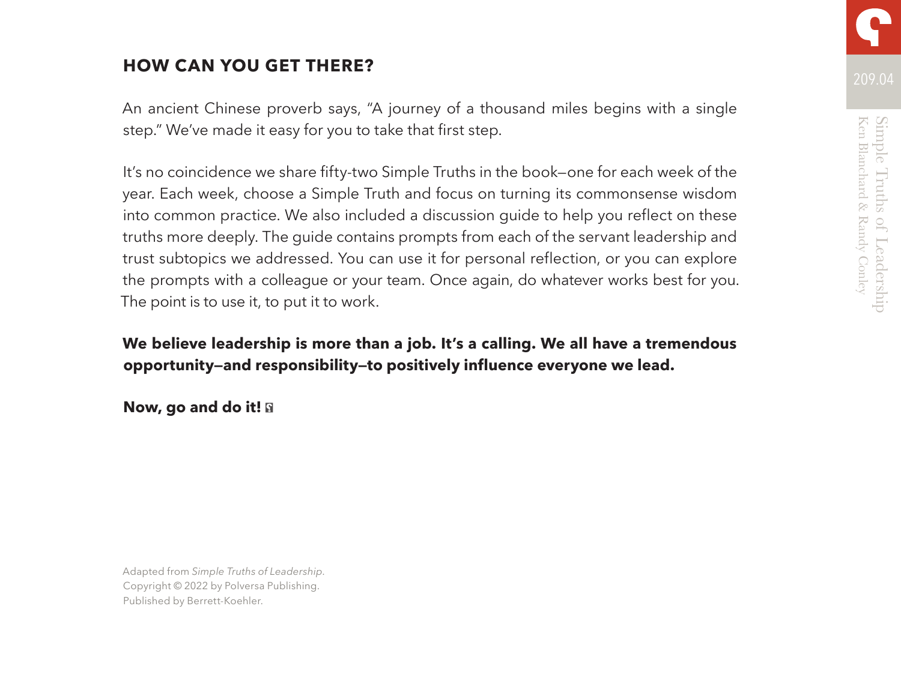## HOW CAN YOU GET THERE?

An ancient Chinese proverb says, "A journey of a thousand miles begins with a single step." We've made it easy for you to take that first step.

It's no coincidence we share fifty-two Simple Truths in the book—one for each week of the year. Each week, choose a Simple Truth and focus on turning its commonsense wisdom into common practice. We also included a discussion guide to help you reflect on these truths more deeply. The guide contains prompts from each of the servant leadership and trust subtopics we addressed. You can use it for personal reflection, or you can explore the prompts with a colleague or your team. Once again, do whatever works best for you. The point is to use it, to put it to work.

**We believe leadership is more than a job. It's a calling. We all have a tremendous opportunity—and responsibility—to positively influence everyone we lead.**

**Now, go and do it!**

Adapted from *Simple Truths of Leadership*.
Copyright © 2022 by Polversa Publishing.
Published by Berrett-Koehler.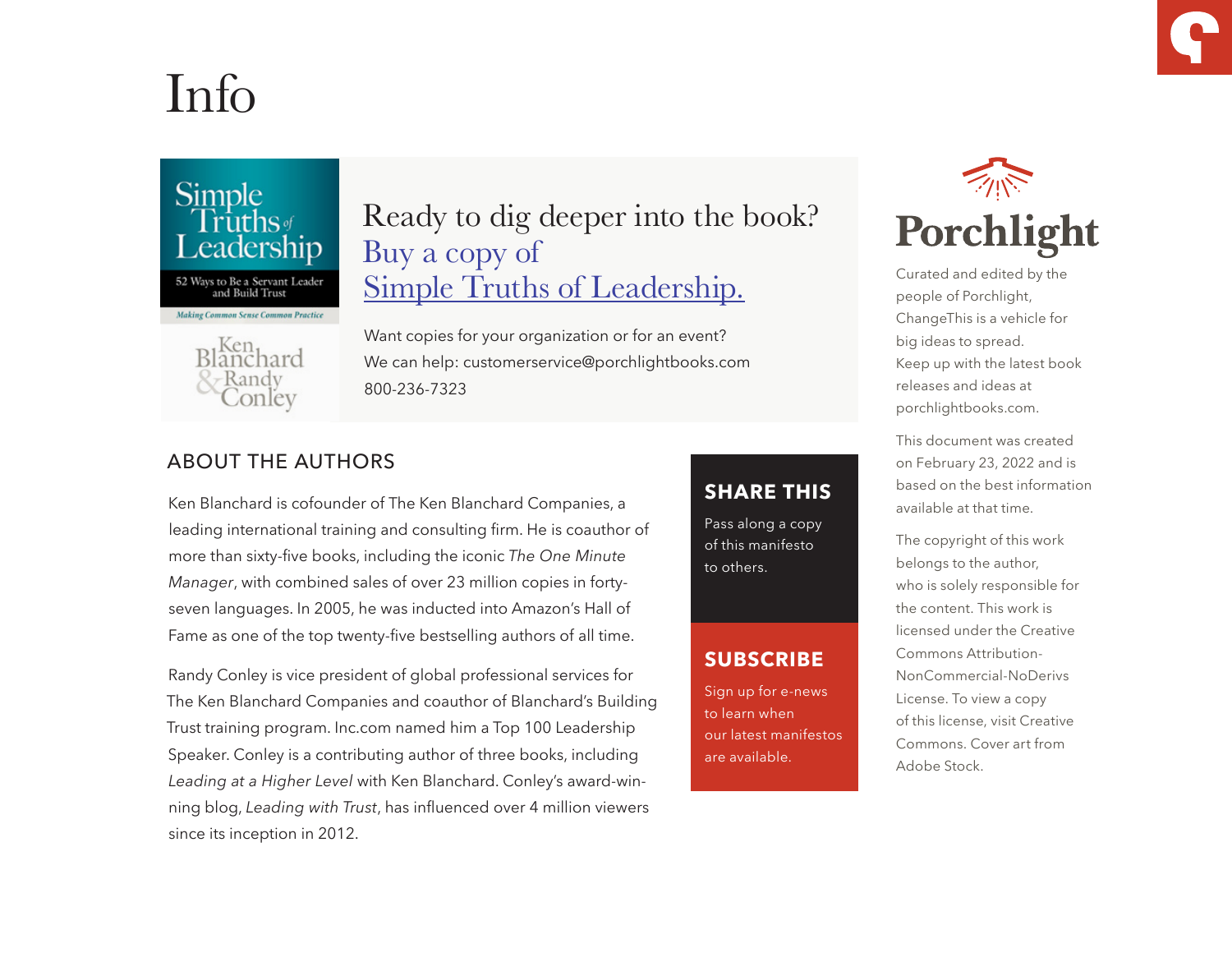# Info

Ready to dig deeper into the book?
Buy a copy of
Simple Truths of Leadership.

Want copies for your organization or for an event?
We can help: customerservice@porchlightbooks.com
800-236-7323

## ABOUT THE AUTHORS

Ken Blanchard is cofounder of The Ken Blanchard Companies, a leading international training and consulting firm. He is coauthor of more than sixty-five books, including the iconic *The One Minute Manager*, with combined sales of over 23 million copies in forty-seven languages. In 2005, he was inducted into Amazon's Hall of Fame as one of the top twenty-five bestselling authors of all time.

Randy Conley is vice president of global professional services for The Ken Blanchard Companies and coauthor of Blanchard's Building Trust training program. Inc.com named him a Top 100 Leadership Speaker. Conley is a contributing author of three books, including *Leading at a Higher Level* with Ken Blanchard. Conley's award-winning blog, *Leading with Trust*, has influenced over 4 million viewers since its inception in 2012.

**SHARE THIS**

Pass along a copy of this manifesto to others.

**SUBSCRIBE**

Sign up for e-news to learn when our latest manifestos are available.

Porchlight

Curated and edited by the people of Porchlight, ChangeThis is a vehicle for big ideas to spread. Keep up with the latest book releases and ideas at porchlightbooks.com.

This document was created on February 23, 2022 and is based on the best information available at that time.

The copyright of this work belongs to the author, who is solely responsible for the content. This work is licensed under the Creative Commons Attribution-NonCommercial-NoDerivs License. To view a copy of this license, visit Creative Commons. Cover art from Adobe Stock.